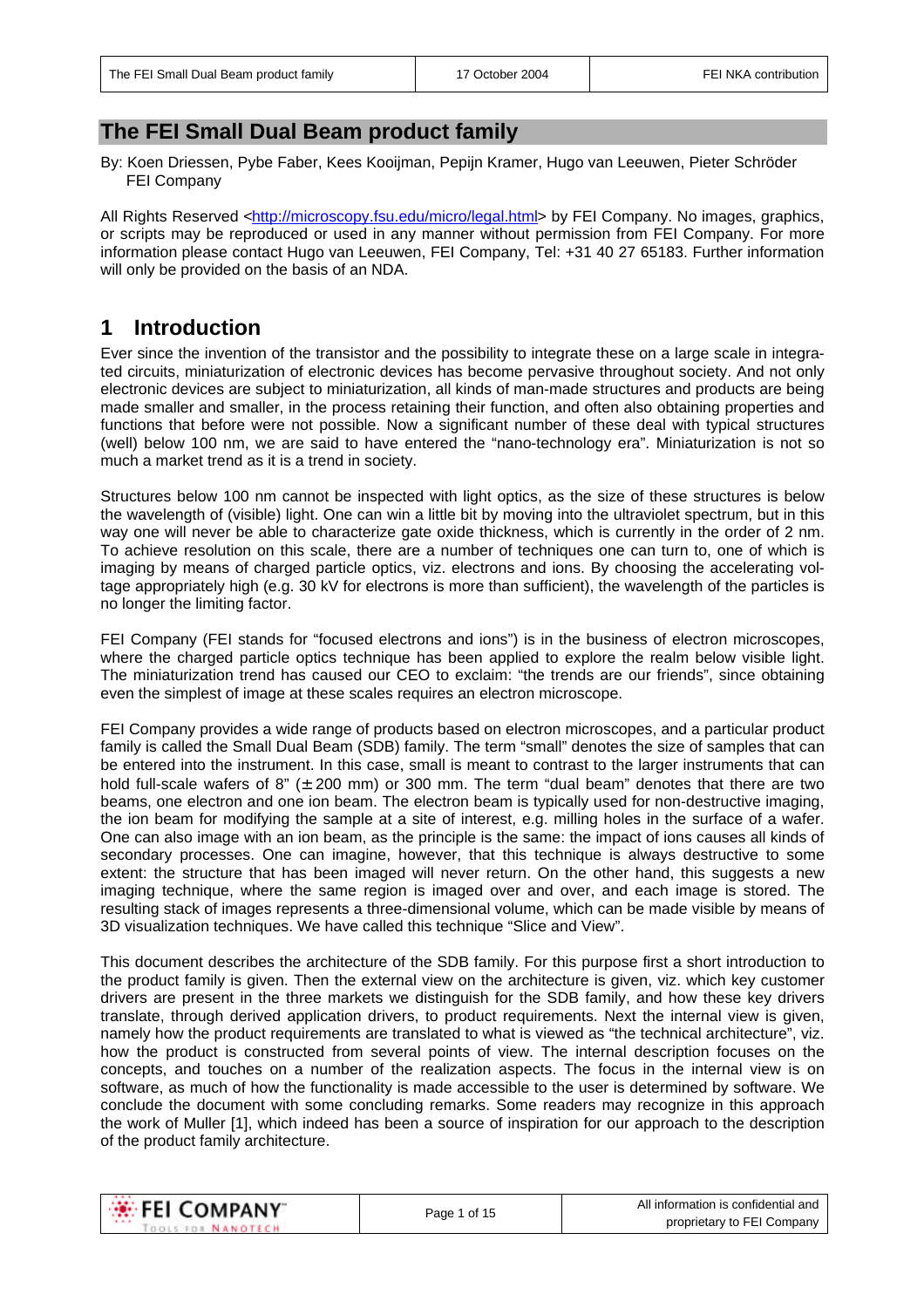# The FEI Small Dual Beam product family

By: Koen Driessen, Pybe Faber, Kees Kooijman, Pepijn Kramer, Hugo van Leeuwen, Pieter Schröder
FEI Company

All Rights Reserved <http://microscopy.fsu.edu/micro/legal.html> by FEI Company. No images, graphics, or scripts may be reproduced or used in any manner without permission from FEI Company. For more information please contact Hugo van Leeuwen, FEI Company, Tel: +31 40 27 65183. Further information will only be provided on the basis of an NDA.

## 1 Introduction

Ever since the invention of the transistor and the possibility to integrate these on a large scale in integrated circuits, miniaturization of electronic devices has become pervasive throughout society. And not only electronic devices are subject to miniaturization, all kinds of man-made structures and products are being made smaller and smaller, in the process retaining their function, and often also obtaining properties and functions that before were not possible. Now a significant number of these deal with typical structures (well) below 100 nm, we are said to have entered the "nano-technology era". Miniaturization is not so much a market trend as it is a trend in society.

Structures below 100 nm cannot be inspected with light optics, as the size of these structures is below the wavelength of (visible) light. One can win a little bit by moving into the ultraviolet spectrum, but in this way one will never be able to characterize gate oxide thickness, which is currently in the order of 2 nm. To achieve resolution on this scale, there are a number of techniques one can turn to, one of which is imaging by means of charged particle optics, viz. electrons and ions. By choosing the accelerating voltage appropriately high (e.g. 30 kV for electrons is more than sufficient), the wavelength of the particles is no longer the limiting factor.

FEI Company (FEI stands for "focused electrons and ions") is in the business of electron microscopes, where the charged particle optics technique has been applied to explore the realm below visible light. The miniaturization trend has caused our CEO to exclaim: "the trends are our friends", since obtaining even the simplest of image at these scales requires an electron microscope.

FEI Company provides a wide range of products based on electron microscopes, and a particular product family is called the Small Dual Beam (SDB) family. The term "small" denotes the size of samples that can be entered into the instrument. In this case, small is meant to contrast to the larger instruments that can hold full-scale wafers of 8" ($\pm$ 200 mm) or 300 mm. The term "dual beam" denotes that there are two beams, one electron and one ion beam. The electron beam is typically used for non-destructive imaging, the ion beam for modifying the sample at a site of interest, e.g. milling holes in the surface of a wafer. One can also image with an ion beam, as the principle is the same: the impact of ions causes all kinds of secondary processes. One can imagine, however, that this technique is always destructive to some extent: the structure that has been imaged will never return. On the other hand, this suggests a new imaging technique, where the same region is imaged over and over, and each image is stored. The resulting stack of images represents a three-dimensional volume, which can be made visible by means of 3D visualization techniques. We have called this technique "Slice and View".

This document describes the architecture of the SDB family. For this purpose first a short introduction to the product family is given. Then the external view on the architecture is given, viz. which key customer drivers are present in the three markets we distinguish for the SDB family, and how these key drivers translate, through derived application drivers, to product requirements. Next the internal view is given, namely how the product requirements are translated to what is viewed as "the technical architecture", viz. how the product is constructed from several points of view. The internal description focuses on the concepts, and touches on a number of the realization aspects. The focus in the internal view is on software, as much of how the functionality is made accessible to the user is determined by software. We conclude the document with some concluding remarks. Some readers may recognize in this approach the work of Muller [1], which indeed has been a source of inspiration for our approach to the description of the product family architecture.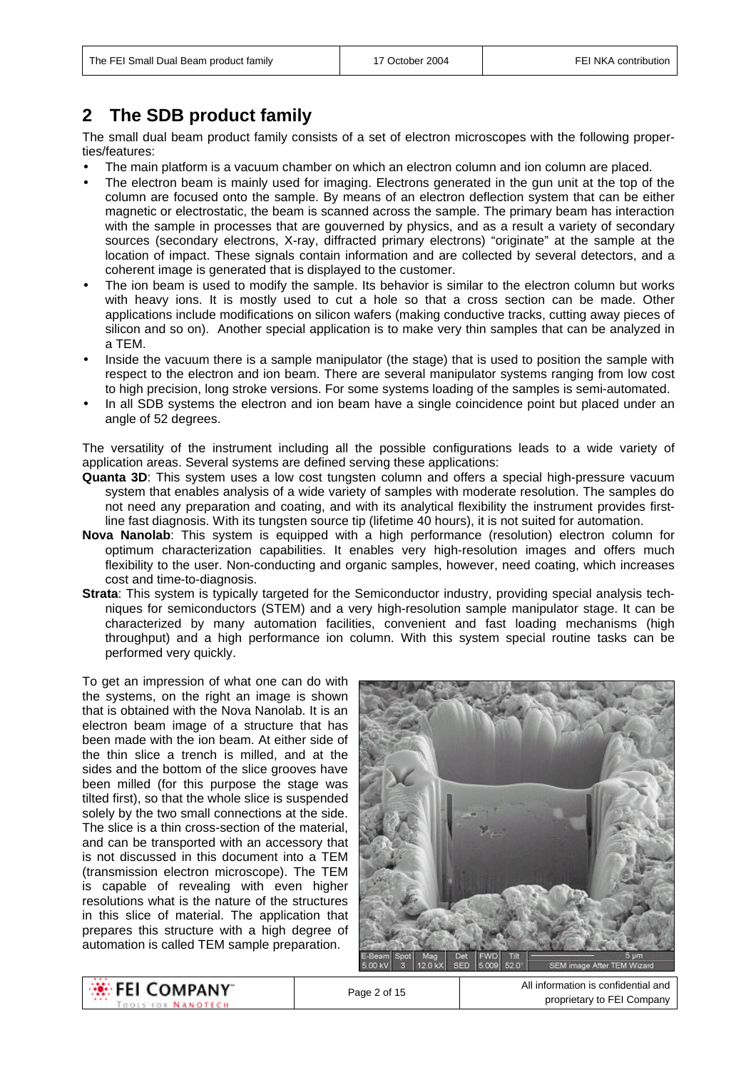## 2 The SDB product family

The small dual beam product family consists of a set of electron microscopes with the following properties/features:

- The main platform is a vacuum chamber on which an electron column and ion column are placed.
- The electron beam is mainly used for imaging. Electrons generated in the gun unit at the top of the column are focused onto the sample. By means of an electron deflection system that can be either magnetic or electrostatic, the beam is scanned across the sample. The primary beam has interaction with the sample in processes that are gouverned by physics, and as a result a variety of secondary sources (secondary electrons, X-ray, diffracted primary electrons) "originate" at the sample at the location of impact. These signals contain information and are collected by several detectors, and a coherent image is generated that is displayed to the customer.
- The ion beam is used to modify the sample. Its behavior is similar to the electron column but works with heavy ions. It is mostly used to cut a hole so that a cross section can be made. Other applications include modifications on silicon wafers (making conductive tracks, cutting away pieces of silicon and so on). Another special application is to make very thin samples that can be analyzed in a TEM.
- Inside the vacuum there is a sample manipulator (the stage) that is used to position the sample with respect to the electron and ion beam. There are several manipulator systems ranging from low cost to high precision, long stroke versions. For some systems loading of the samples is semi-automated.
- In all SDB systems the electron and ion beam have a single coincidence point but placed under an angle of 52 degrees.

The versatility of the instrument including all the possible configurations leads to a wide variety of application areas. Several systems are defined serving these applications:

**Quanta 3D**: This system uses a low cost tungsten column and offers a special high-pressure vacuum system that enables analysis of a wide variety of samples with moderate resolution. The samples do not need any preparation and coating, and with its analytical flexibility the instrument provides first-line fast diagnosis. With its tungsten source tip (lifetime 40 hours), it is not suited for automation.

**Nova Nanolab**: This system is equipped with a high performance (resolution) electron column for optimum characterization capabilities. It enables very high-resolution images and offers much flexibility to the user. Non-conducting and organic samples, however, need coating, which increases cost and time-to-diagnosis.

**Strata**: This system is typically targeted for the Semiconductor industry, providing special analysis techniques for semiconductors (STEM) and a very high-resolution sample manipulator stage. It can be characterized by many automation facilities, convenient and fast loading mechanisms (high throughput) and a high performance ion column. With this system special routine tasks can be performed very quickly.

To get an impression of what one can do with the systems, on the right an image is shown that is obtained with the Nova Nanolab. It is an electron beam image of a structure that has been made with the ion beam. At either side of the thin slice a trench is milled, and at the sides and the bottom of the slice grooves have been milled (for this purpose the stage was tilted first), so that the whole slice is suspended solely by the two small connections at the side. The slice is a thin cross-section of the material, and can be transported with an accessory that is not discussed in this document into a TEM (transmission electron microscope). The TEM is capable of revealing with even higher resolutions what is the nature of the structures in this slice of material. The application that prepares this structure with a high degree of automation is called TEM sample preparation.

E-Beam 5.00 kV | Spot 3 | Mag 12.0 kX | Det SED | FWD 5.009 | Tilt 52.0° | 5 µm | SEM image After TEM Wizard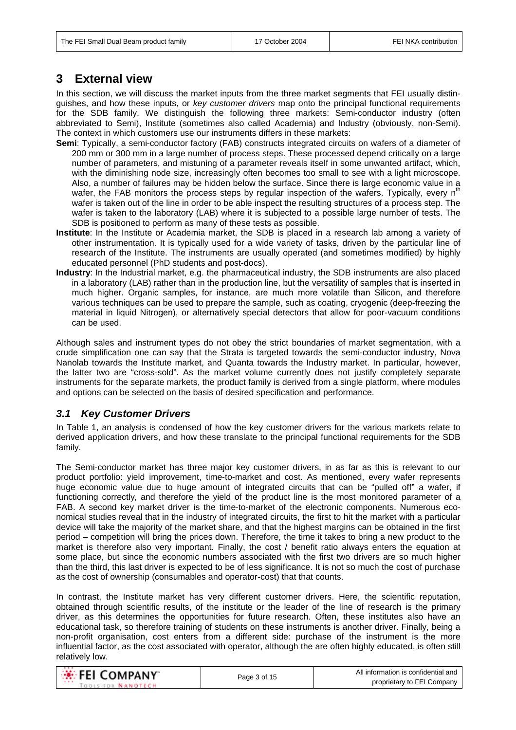# 3 External view

In this section, we will discuss the market inputs from the three market segments that FEI usually distinguishes, and how these inputs, or *key customer drivers* map onto the principal functional requirements for the SDB family. We distinguish the following three markets: Semi-conductor industry (often abbreviated to Semi), Institute (sometimes also called Academia) and Industry (obviously, non-Semi). The context in which customers use our instruments differs in these markets:

**Semi**: Typically, a semi-conductor factory (FAB) constructs integrated circuits on wafers of a diameter of 200 mm or 300 mm in a large number of process steps. These processed depend critically on a large number of parameters, and mistuning of a parameter reveals itself in some unwanted artifact, which, with the diminishing node size, increasingly often becomes too small to see with a light microscope. Also, a number of failures may be hidden below the surface. Since there is large economic value in a wafer, the FAB monitors the process steps by regular inspection of the wafers. Typically, every $n^{th}$ wafer is taken out of the line in order to be able inspect the resulting structures of a process step. The wafer is taken to the laboratory (LAB) where it is subjected to a possible large number of tests. The SDB is positioned to perform as many of these tests as possible.

**Institute**: In the Institute or Academia market, the SDB is placed in a research lab among a variety of other instrumentation. It is typically used for a wide variety of tasks, driven by the particular line of research of the Institute. The instruments are usually operated (and sometimes modified) by highly educated personnel (PhD students and post-docs).

**Industry**: In the Industrial market, e.g. the pharmaceutical industry, the SDB instruments are also placed in a laboratory (LAB) rather than in the production line, but the versatility of samples that is inserted in much higher. Organic samples, for instance, are much more volatile than Silicon, and therefore various techniques can be used to prepare the sample, such as coating, cryogenic (deep-freezing the material in liquid Nitrogen), or alternatively special detectors that allow for poor-vacuum conditions can be used.

Although sales and instrument types do not obey the strict boundaries of market segmentation, with a crude simplification one can say that the Strata is targeted towards the semi-conductor industry, Nova Nanolab towards the Institute market, and Quanta towards the Industry market. In particular, however, the latter two are "cross-sold". As the market volume currently does not justify completely separate instruments for the separate markets, the product family is derived from a single platform, where modules and options can be selected on the basis of desired specification and performance.

## *3.1 Key Customer Drivers*

In Table 1, an analysis is condensed of how the key customer drivers for the various markets relate to derived application drivers, and how these translate to the principal functional requirements for the SDB family.

The Semi-conductor market has three major key customer drivers, in as far as this is relevant to our product portfolio: yield improvement, time-to-market and cost. As mentioned, every wafer represents huge economic value due to huge amount of integrated circuits that can be "pulled off" a wafer, if functioning correctly, and therefore the yield of the product line is the most monitored parameter of a FAB. A second key market driver is the time-to-market of the electronic components. Numerous economical studies reveal that in the industry of integrated circuits, the first to hit the market with a particular device will take the majority of the market share, and that the highest margins can be obtained in the first period – competition will bring the prices down. Therefore, the time it takes to bring a new product to the market is therefore also very important. Finally, the cost / benefit ratio always enters the equation at some place, but since the economic numbers associated with the first two drivers are so much higher than the third, this last driver is expected to be of less significance. It is not so much the cost of purchase as the cost of ownership (consumables and operator-cost) that that counts.

In contrast, the Institute market has very different customer drivers. Here, the scientific reputation, obtained through scientific results, of the institute or the leader of the line of research is the primary driver, as this determines the opportunities for future research. Often, these institutes also have an educational task, so therefore training of students on these instruments is another driver. Finally, being a non-profit organisation, cost enters from a different side: purchase of the instrument is the more influential factor, as the cost associated with operator, although the are often highly educated, is often still relatively low.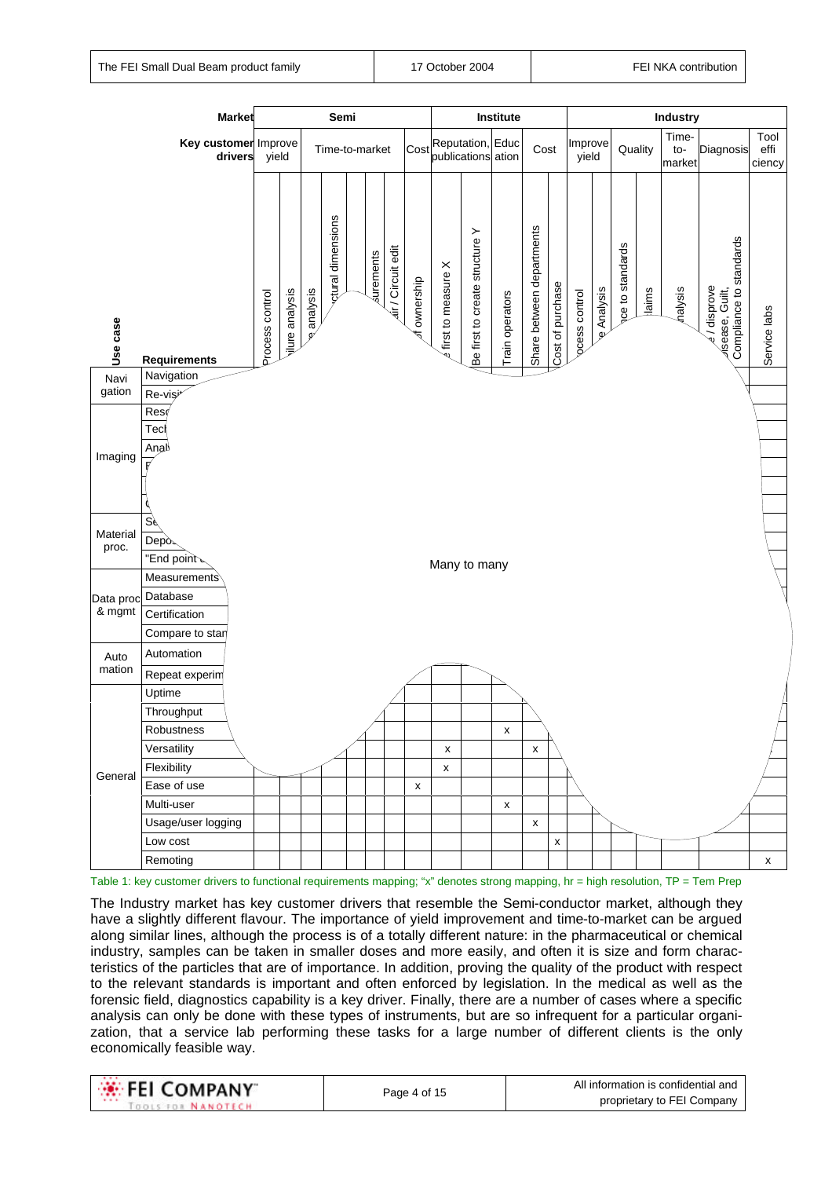| | Market | Semi | | | | | | | | Institute | | | | | Industry | | | | | | |
|---|---|---|---|---|---|---|---|---|---|---|---|---|---|---|---|---|---|---|---|---|---|
| | Key customer drivers | Improve yield | | | Time-to-market | | | | Cost | Reputation, publications | | Education | Cost | | Improve yield | | Quality | | Time-to-market | Diagnosis | Tool efficiency |
| Use case | Requirements | Process control | ...ilure analysis | ...e analysis | ...ctural dimensions | | ...surements | ...ir / Circuit edit | ...of ownership | ...e first to measure X | Be first to create structure Y | Train operators | Share between departments | Cost of purchase | ...ocess control | ...e Analysis | ...ce to standards | ...laims | ...nalysis | ...e / disprove ...isease, Guilt, Compliance to standards | Service labs |
| Navigation | Navigation | | | | | | | | | | | | | | | | | | | | |
| | Re-visi... | | | | | | | | | | | | | | | | | | | | |
| Imaging | Reso... | | | | | | | | | | | | | | | | | | | | |
| | Tec... | | | | | | | | | | | | | | | | | | | | |
| | Anal... | | | | | | | | | | | | | | | | | | | | |
| | F... | | | | | | | | | | | | | | | | | | | | |
| | | | | | | | | | | | | | | | | | | | | | |
| | C... | | | | | | | | | | | | | | | | | | | | |
| Material proc. | Se... | | | | | | | | | | | | | | | | | | | | |
| | Depo... | | | | | | | | | | | | | | | | | | | | |
| | "End point... | | | | | | | | | | Many to many | | | | | | | | | | |
| Data proc & mgmt | Measurements | | | | | | | | | | | | | | | | | | | | |
| | Database | | | | | | | | | | | | | | | | | | | | |
| | Certification | | | | | | | | | | | | | | | | | | | | |
| | Compare to stan... | | | | | | | | | | | | | | | | | | | | |
| Automation | Automation | | | | | | | | | | | | | | | | | | | | |
| | Repeat experim... | | | | | | | | | | | | | | | | | | | | |
| General | Uptime | | | | | | | | | | | | | | | | | | | | |
| | Throughput | | | | | | | | | | | | | | | | | | | | |
| | Robustness | | | | | | | | | | | x | | | | | | | | | |
| | Versatility | | | | | | | | | x | | | x | | | | | | | | |
| | Flexibility | | | | | | | | | x | | | | | | | | | | | |
| | Ease of use | | | | | | | | x | | | | | | | | | | | | |
| | Multi-user | | | | | | | | | | | x | | | | | | | | | |
| | Usage/user logging | | | | | | | | | | | | x | | | | | | | | |
| | Low cost | | | | | | | | | | | | | x | | | | | | | |
| | Remoting | | | | | | | | | | | | | | | | | | | | x |

Table 1: key customer drivers to functional requirements mapping; "x" denotes strong mapping, hr = high resolution, TP = Tem Prep

The Industry market has key customer drivers that resemble the Semi-conductor market, although they have a slightly different flavour. The importance of yield improvement and time-to-market can be argued along similar lines, although the process is of a totally different nature: in the pharmaceutical or chemical industry, samples can be taken in smaller doses and more easily, and often it is size and form characteristics of the particles that are of importance. In addition, proving the quality of the product with respect to the relevant standards is important and often enforced by legislation. In the medical as well as the forensic field, diagnostics capability is a key driver. Finally, there are a number of cases where a specific analysis can only be done with these types of instruments, but are so infrequent for a particular organization, that a service lab performing these tasks for a large number of different clients is the only economically feasible way.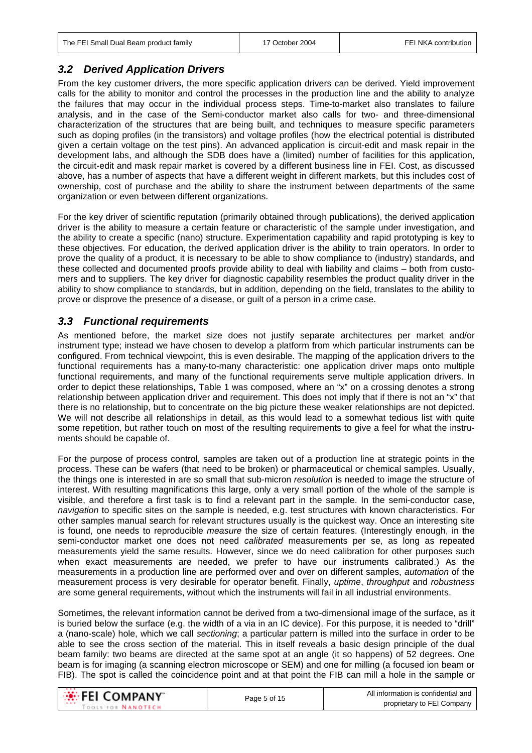## *3.2 Derived Application Drivers*

From the key customer drivers, the more specific application drivers can be derived. Yield improvement calls for the ability to monitor and control the processes in the production line and the ability to analyze the failures that may occur in the individual process steps. Time-to-market also translates to failure analysis, and in the case of the Semi-conductor market also calls for two- and three-dimensional characterization of the structures that are being built, and techniques to measure specific parameters such as doping profiles (in the transistors) and voltage profiles (how the electrical potential is distributed given a certain voltage on the test pins). An advanced application is circuit-edit and mask repair in the development labs, and although the SDB does have a (limited) number of facilities for this application, the circuit-edit and mask repair market is covered by a different business line in FEI. Cost, as discussed above, has a number of aspects that have a different weight in different markets, but this includes cost of ownership, cost of purchase and the ability to share the instrument between departments of the same organization or even between different organizations.

For the key driver of scientific reputation (primarily obtained through publications), the derived application driver is the ability to measure a certain feature or characteristic of the sample under investigation, and the ability to create a specific (nano) structure. Experimentation capability and rapid prototyping is key to these objectives. For education, the derived application driver is the ability to train operators. In order to prove the quality of a product, it is necessary to be able to show compliance to (industry) standards, and these collected and documented proofs provide ability to deal with liability and claims – both from customers and to suppliers. The key driver for diagnostic capability resembles the product quality driver in the ability to show compliance to standards, but in addition, depending on the field, translates to the ability to prove or disprove the presence of a disease, or guilt of a person in a crime case.

## *3.3 Functional requirements*

As mentioned before, the market size does not justify separate architectures per market and/or instrument type; instead we have chosen to develop a platform from which particular instruments can be configured. From technical viewpoint, this is even desirable. The mapping of the application drivers to the functional requirements has a many-to-many characteristic: one application driver maps onto multiple functional requirements, and many of the functional requirements serve multiple application drivers. In order to depict these relationships, Table 1 was composed, where an "x" on a crossing denotes a strong relationship between application driver and requirement. This does not imply that if there is not an "x" that there is no relationship, but to concentrate on the big picture these weaker relationships are not depicted. We will not describe all relationships in detail, as this would lead to a somewhat tedious list with quite some repetition, but rather touch on most of the resulting requirements to give a feel for what the instruments should be capable of.

For the purpose of process control, samples are taken out of a production line at strategic points in the process. These can be wafers (that need to be broken) or pharmaceutical or chemical samples. Usually, the things one is interested in are so small that sub-micron *resolution* is needed to image the structure of interest. With resulting magnifications this large, only a very small portion of the whole of the sample is visible, and therefore a first task is to find a relevant part in the sample. In the semi-conductor case, *navigation* to specific sites on the sample is needed, e.g. test structures with known characteristics. For other samples manual search for relevant structures usually is the quickest way. Once an interesting site is found, one needs to reproducible *measure* the size of certain features. (Interestingly enough, in the semi-conductor market one does not need *calibrated* measurements per se, as long as repeated measurements yield the same results. However, since we do need calibration for other purposes such when exact measurements are needed, we prefer to have our instruments calibrated.) As the measurements in a production line are performed over and over on different samples, *automation* of the measurement process is very desirable for operator benefit. Finally, *uptime*, *throughput* and *robustness* are some general requirements, without which the instruments will fail in all industrial environments.

Sometimes, the relevant information cannot be derived from a two-dimensional image of the surface, as it is buried below the surface (e.g. the width of a via in an IC device). For this purpose, it is needed to "drill" a (nano-scale) hole, which we call *sectioning*; a particular pattern is milled into the surface in order to be able to see the cross section of the material. This in itself reveals a basic design principle of the dual beam family: two beams are directed at the same spot at an angle (it so happens) of 52 degrees. One beam is for imaging (a scanning electron microscope or SEM) and one for milling (a focused ion beam or FIB). The spot is called the coincidence point and at that point the FIB can mill a hole in the sample or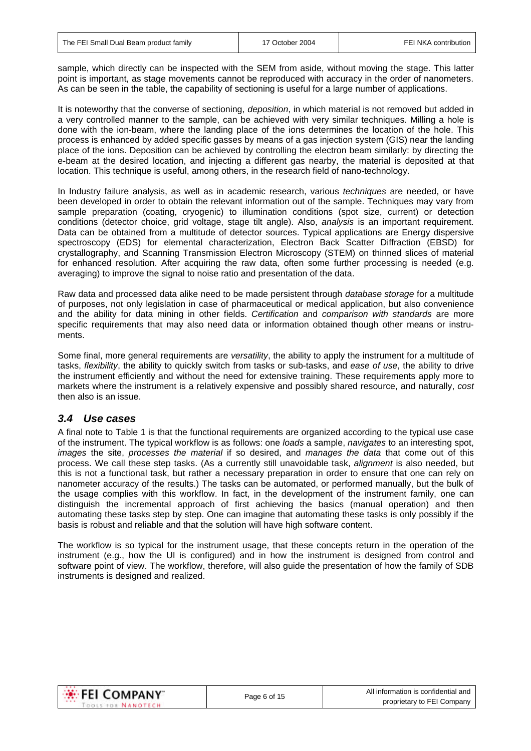sample, which directly can be inspected with the SEM from aside, without moving the stage. This latter point is important, as stage movements cannot be reproduced with accuracy in the order of nanometers. As can be seen in the table, the capability of sectioning is useful for a large number of applications.

It is noteworthy that the converse of sectioning, *deposition*, in which material is not removed but added in a very controlled manner to the sample, can be achieved with very similar techniques. Milling a hole is done with the ion-beam, where the landing place of the ions determines the location of the hole. This process is enhanced by added specific gasses by means of a gas injection system (GIS) near the landing place of the ions. Deposition can be achieved by controlling the electron beam similarly: by directing the e-beam at the desired location, and injecting a different gas nearby, the material is deposited at that location. This technique is useful, among others, in the research field of nano-technology.

In Industry failure analysis, as well as in academic research, various *techniques* are needed, or have been developed in order to obtain the relevant information out of the sample. Techniques may vary from sample preparation (coating, cryogenic) to illumination conditions (spot size, current) or detection conditions (detector choice, grid voltage, stage tilt angle). Also, *analysis* is an important requirement. Data can be obtained from a multitude of detector sources. Typical applications are Energy dispersive spectroscopy (EDS) for elemental characterization, Electron Back Scatter Diffraction (EBSD) for crystallography, and Scanning Transmission Electron Microscopy (STEM) on thinned slices of material for enhanced resolution. After acquiring the raw data, often some further processing is needed (e.g. averaging) to improve the signal to noise ratio and presentation of the data.

Raw data and processed data alike need to be made persistent through *database storage* for a multitude of purposes, not only legislation in case of pharmaceutical or medical application, but also convenience and the ability for data mining in other fields. *Certification* and *comparison with standards* are more specific requirements that may also need data or information obtained though other means or instruments.

Some final, more general requirements are *versatility*, the ability to apply the instrument for a multitude of tasks, *flexibility*, the ability to quickly switch from tasks or sub-tasks, and *ease of use*, the ability to drive the instrument efficiently and without the need for extensive training. These requirements apply more to markets where the instrument is a relatively expensive and possibly shared resource, and naturally, *cost* then also is an issue.

### 3.4 Use cases

A final note to Table 1 is that the functional requirements are organized according to the typical use case of the instrument. The typical workflow is as follows: one *loads* a sample, *navigates* to an interesting spot, *images* the site, *processes the material* if so desired, and *manages the data* that come out of this process. We call these step tasks. (As a currently still unavoidable task, *alignment* is also needed, but this is not a functional task, but rather a necessary preparation in order to ensure that one can rely on nanometer accuracy of the results.) The tasks can be automated, or performed manually, but the bulk of the usage complies with this workflow. In fact, in the development of the instrument family, one can distinguish the incremental approach of first achieving the basics (manual operation) and then automating these tasks step by step. One can imagine that automating these tasks is only possibly if the basis is robust and reliable and that the solution will have high software content.

The workflow is so typical for the instrument usage, that these concepts return in the operation of the instrument (e.g., how the UI is configured) and in how the instrument is designed from control and software point of view. The workflow, therefore, will also guide the presentation of how the family of SDB instruments is designed and realized.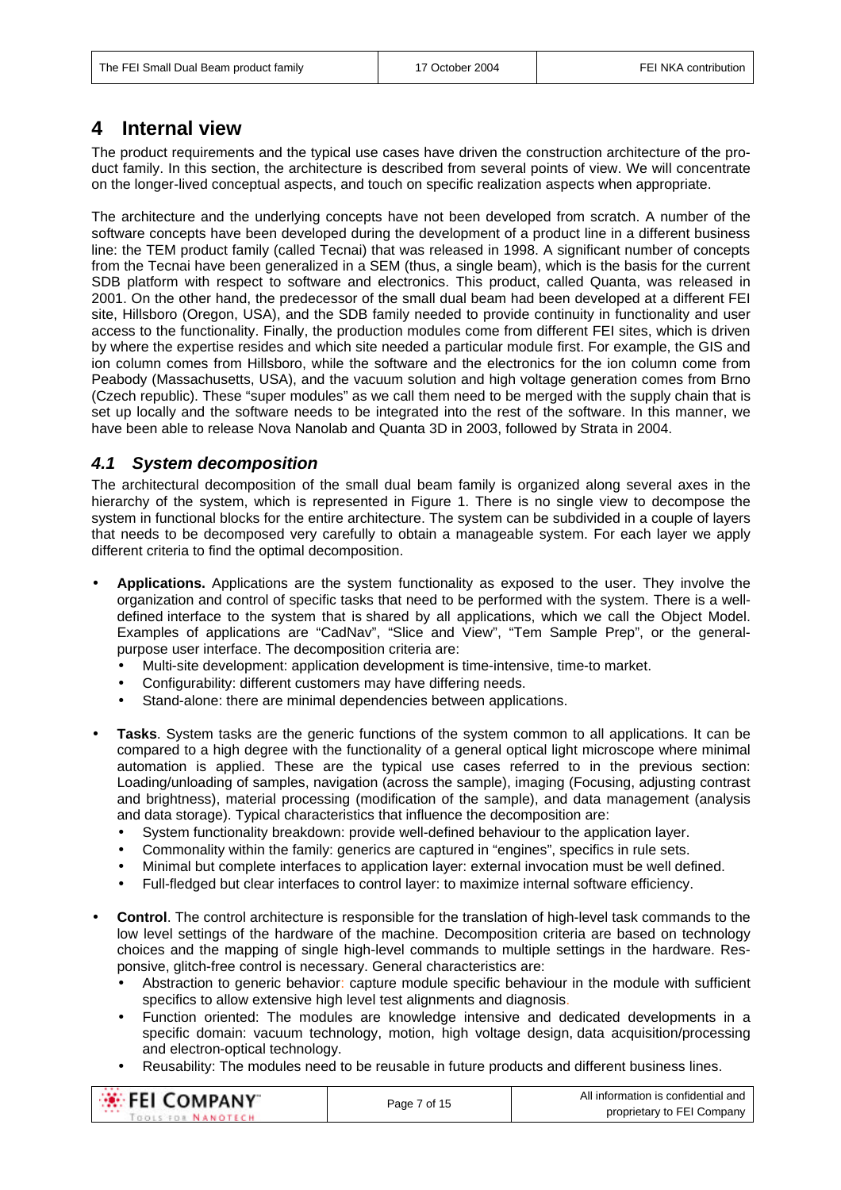# 4 Internal view

The product requirements and the typical use cases have driven the construction architecture of the product family. In this section, the architecture is described from several points of view. We will concentrate on the longer-lived conceptual aspects, and touch on specific realization aspects when appropriate.

The architecture and the underlying concepts have not been developed from scratch. A number of the software concepts have been developed during the development of a product line in a different business line: the TEM product family (called Tecnai) that was released in 1998. A significant number of concepts from the Tecnai have been generalized in a SEM (thus, a single beam), which is the basis for the current SDB platform with respect to software and electronics. This product, called Quanta, was released in 2001. On the other hand, the predecessor of the small dual beam had been developed at a different FEI site, Hillsboro (Oregon, USA), and the SDB family needed to provide continuity in functionality and user access to the functionality. Finally, the production modules come from different FEI sites, which is driven by where the expertise resides and which site needed a particular module first. For example, the GIS and ion column comes from Hillsboro, while the software and the electronics for the ion column come from Peabody (Massachusetts, USA), and the vacuum solution and high voltage generation comes from Brno (Czech republic). These "super modules" as we call them need to be merged with the supply chain that is set up locally and the software needs to be integrated into the rest of the software. In this manner, we have been able to release Nova Nanolab and Quanta 3D in 2003, followed by Strata in 2004.

## 4.1 System decomposition

The architectural decomposition of the small dual beam family is organized along several axes in the hierarchy of the system, which is represented in Figure 1. There is no single view to decompose the system in functional blocks for the entire architecture. The system can be subdivided in a couple of layers that needs to be decomposed very carefully to obtain a manageable system. For each layer we apply different criteria to find the optimal decomposition.

- **Applications.** Applications are the system functionality as exposed to the user. They involve the organization and control of specific tasks that need to be performed with the system. There is a well-defined interface to the system that is shared by all applications, which we call the Object Model. Examples of applications are "CadNav", "Slice and View", "Tem Sample Prep", or the general-purpose user interface. The decomposition criteria are:
  - Multi-site development: application development is time-intensive, time-to market.
  - Configurability: different customers may have differing needs.
  - Stand-alone: there are minimal dependencies between applications.

- **Tasks**. System tasks are the generic functions of the system common to all applications. It can be compared to a high degree with the functionality of a general optical light microscope where minimal automation is applied. These are the typical use cases referred to in the previous section: Loading/unloading of samples, navigation (across the sample), imaging (Focusing, adjusting contrast and brightness), material processing (modification of the sample), and data management (analysis and data storage). Typical characteristics that influence the decomposition are:
  - System functionality breakdown: provide well-defined behaviour to the application layer.
  - Commonality within the family: generics are captured in "engines", specifics in rule sets.
  - Minimal but complete interfaces to application layer: external invocation must be well defined.
  - Full-fledged but clear interfaces to control layer: to maximize internal software efficiency.

- **Control**. The control architecture is responsible for the translation of high-level task commands to the low level settings of the hardware of the machine. Decomposition criteria are based on technology choices and the mapping of single high-level commands to multiple settings in the hardware. Responsive, glitch-free control is necessary. General characteristics are:
  - Abstraction to generic behavior: capture module specific behaviour in the module with sufficient specifics to allow extensive high level test alignments and diagnosis.
  - Function oriented: The modules are knowledge intensive and dedicated developments in a specific domain: vacuum technology, motion, high voltage design, data acquisition/processing and electron-optical technology.
  - Reusability: The modules need to be reusable in future products and different business lines.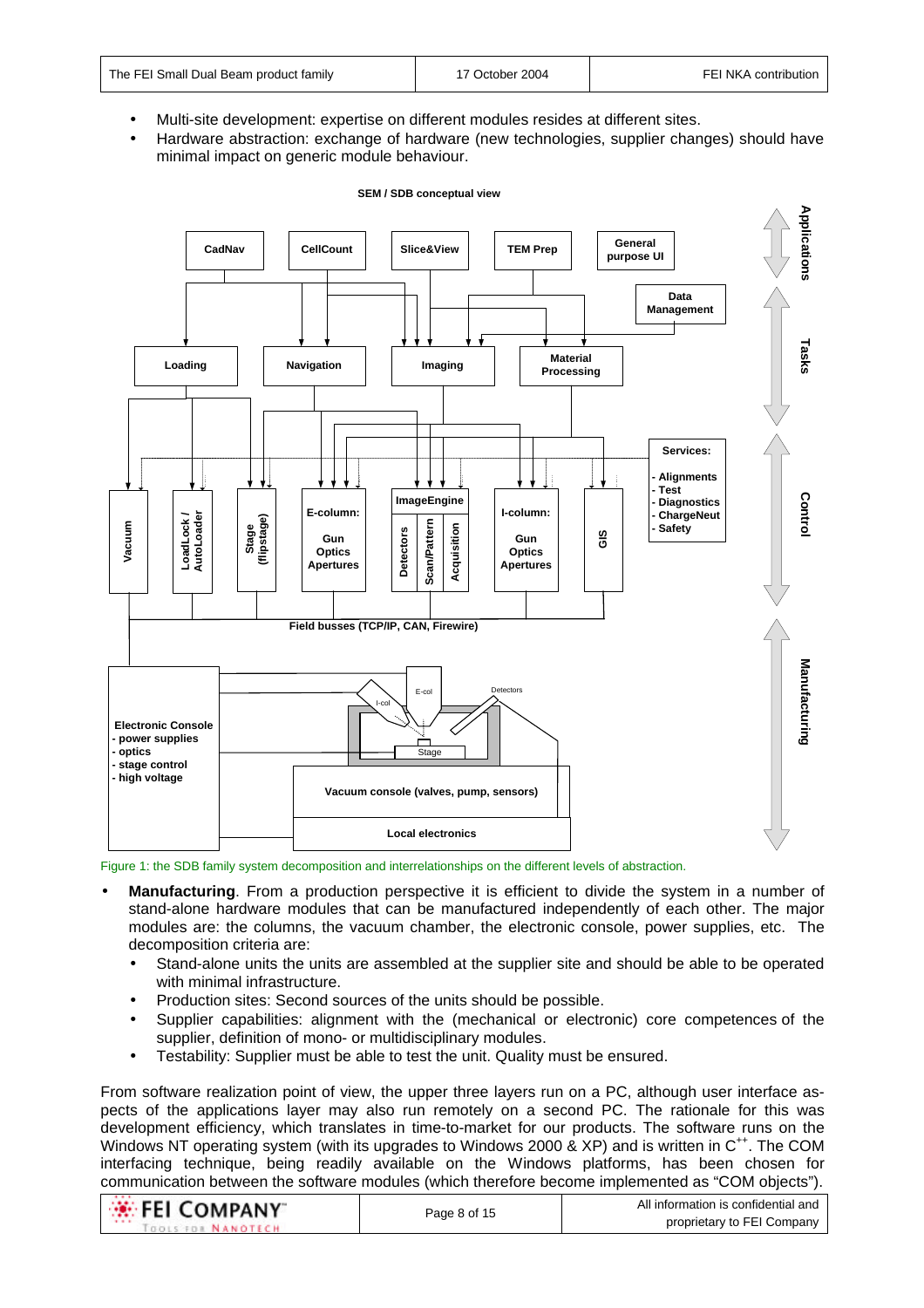- Multi-site development: expertise on different modules resides at different sites.
- Hardware abstraction: exchange of hardware (new technologies, supplier changes) should have minimal impact on generic module behaviour.

Figure 1: the SDB family system decomposition and interrelationships on the different levels of abstraction.

- **Manufacturing**. From a production perspective it is efficient to divide the system in a number of stand-alone hardware modules that can be manufactured independently of each other. The major modules are: the columns, the vacuum chamber, the electronic console, power supplies, etc. The decomposition criteria are:
  - Stand-alone units the units are assembled at the supplier site and should be able to be operated with minimal infrastructure.
  - Production sites: Second sources of the units should be possible.
  - Supplier capabilities: alignment with the (mechanical or electronic) core competences of the supplier, definition of mono- or multidisciplinary modules.
  - Testability: Supplier must be able to test the unit. Quality must be ensured.

From software realization point of view, the upper three layers run on a PC, although user interface aspects of the applications layer may also run remotely on a second PC. The rationale for this was development efficiency, which translates in time-to-market for our products. The software runs on the Windows NT operating system (with its upgrades to Windows 2000 & XP) and is written in $C^{++}$. The COM interfacing technique, being readily available on the Windows platforms, has been chosen for communication between the software modules (which therefore become implemented as “COM objects”).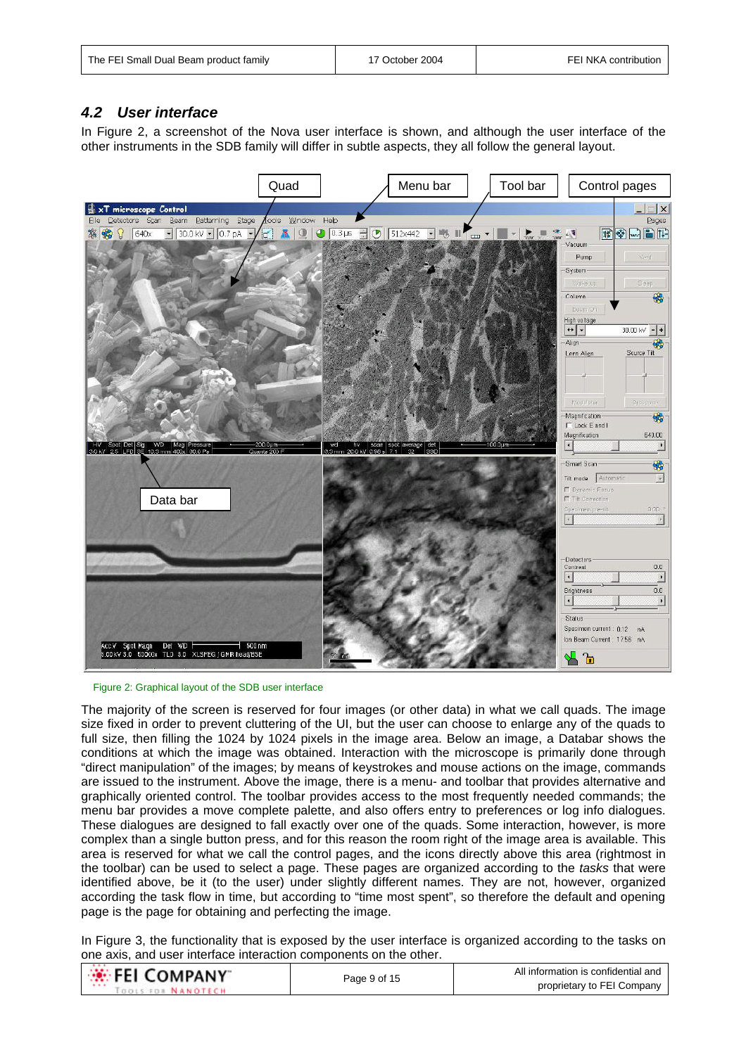## 4.2 User interface

In Figure 2, a screenshot of the Nova user interface is shown, and although the user interface of the other instruments in the SDB family will differ in subtle aspects, they all follow the general layout.

Figure 2: Graphical layout of the SDB user interface

The majority of the screen is reserved for four images (or other data) in what we call quads. The image size fixed in order to prevent cluttering of the UI, but the user can choose to enlarge any of the quads to full size, then filling the 1024 by 1024 pixels in the image area. Below an image, a Databar shows the conditions at which the image was obtained. Interaction with the microscope is primarily done through "direct manipulation" of the images; by means of keystrokes and mouse actions on the image, commands are issued to the instrument. Above the image, there is a menu- and toolbar that provides alternative and graphically oriented control. The toolbar provides access to the most frequently needed commands; the menu bar provides a move complete palette, and also offers entry to preferences or log info dialogues. These dialogues are designed to fall exactly over one of the quads. Some interaction, however, is more complex than a single button press, and for this reason the room right of the image area is available. This area is reserved for what we call the control pages, and the icons directly above this area (rightmost in the toolbar) can be used to select a page. These pages are organized according to the *tasks* that were identified above, be it (to the user) under slightly different names. They are not, however, organized according the task flow in time, but according to "time most spent", so therefore the default and opening page is the page for obtaining and perfecting the image.

In Figure 3, the functionality that is exposed by the user interface is organized according to the tasks on one axis, and user interface interaction components on the other.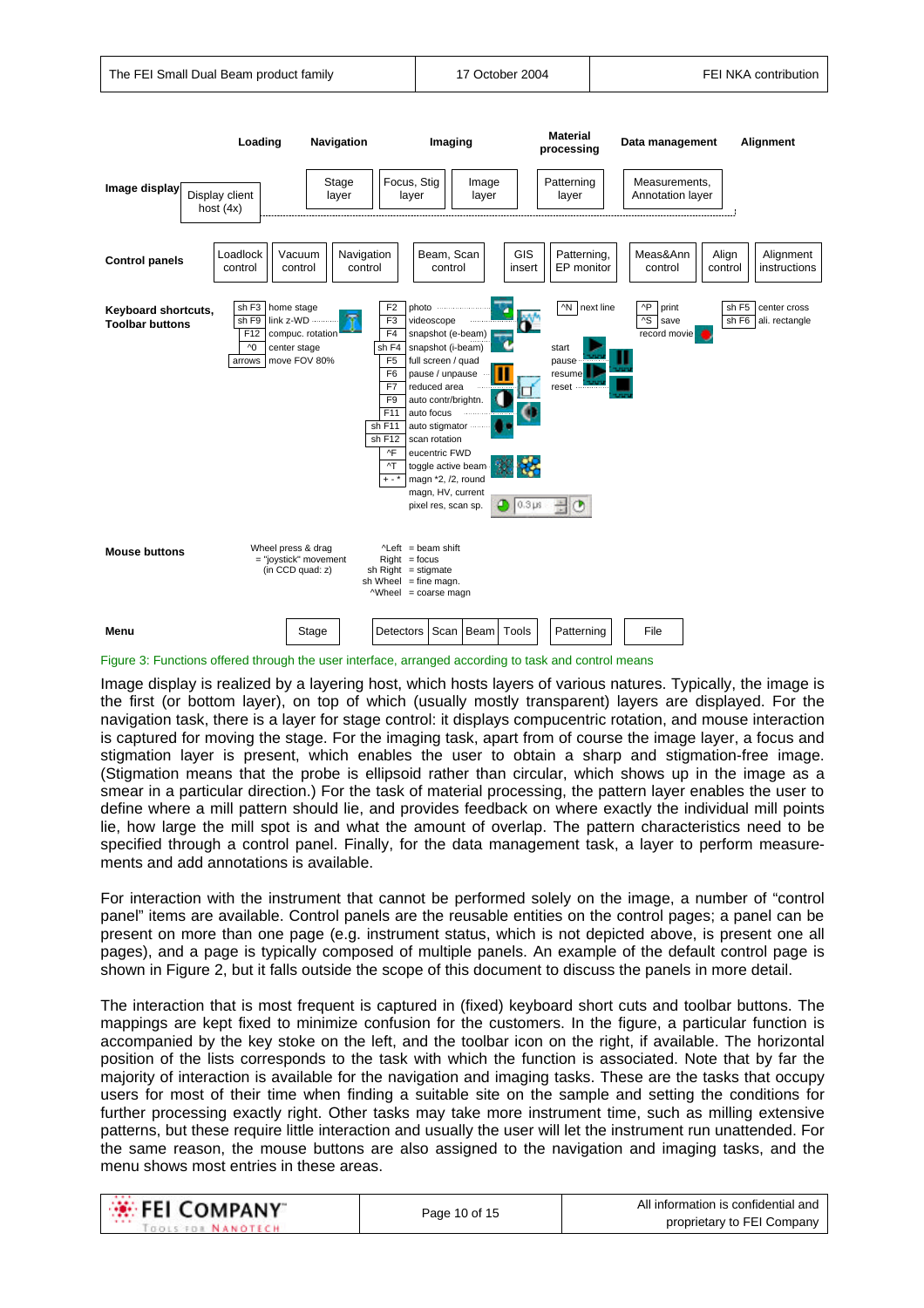| | Loading | Navigation | Imaging | | Material processing | Data management | Alignment |
|---|---|---|---|---|---|---|---|
| **Image display** | Display client host (4x) | Stage layer | Focus, Stig layer | Image layer | Patterning layer | Measurements, Annotation layer | |
| **Control panels** | Loadlock control, Vacuum control | Navigation control | Beam, Scan control | GIS insert | Patterning, EP monitor | Meas&Ann control | Align control, Alignment instructions |
| **Keyboard shortcuts, Toolbar buttons** | | sh F3 home stage; sh F9 link z-WD; F12 compuc. rotation; ^0 center stage; arrows move FOV 80% | F2 photo; F3 videoscope; F4 snapshot (e-beam); sh F4 snapshot (i-beam); F5 full screen / quad; F6 pause / unpause; F7 reduced area; F9 auto contr/brightn.; F11 auto focus; sh F11 auto stigmator; sh F12 scan rotation; ^F eucentric FWD; ^T toggle active beam; + - * magn *2, /2, round; magn, HV, current pixel res, scan sp. | | ^N next line; start; pause; resume; reset | ^P print; ^S save; record movie | sh F5 center cross; sh F6 ali. rectangle |
| **Mouse buttons** | | Wheel press & drag = "joystick" movement (in CCD quad: z) | ^Left = beam shift; Right = focus; sh Right = stigmate; sh Wheel = fine magn.; ^Wheel = coarse magn | | | | |
| **Menu** | | Stage | Detectors, Scan, Beam, Tools | | Patterning | File | |

Figure 3: Functions offered through the user interface, arranged according to task and control means

Image display is realized by a layering host, which hosts layers of various natures. Typically, the image is the first (or bottom layer), on top of which (usually mostly transparent) layers are displayed. For the navigation task, there is a layer for stage control: it displays compucentric rotation, and mouse interaction is captured for moving the stage. For the imaging task, apart from of course the image layer, a focus and stigmation layer is present, which enables the user to obtain a sharp and stigmation-free image. (Stigmation means that the probe is ellipsoid rather than circular, which shows up in the image as a smear in a particular direction.) For the task of material processing, the pattern layer enables the user to define where a mill pattern should lie, and provides feedback on where exactly the individual mill points lie, how large the mill spot is and what the amount of overlap. The pattern characteristics need to be specified through a control panel. Finally, for the data management task, a layer to perform measurements and add annotations is available.

For interaction with the instrument that cannot be performed solely on the image, a number of "control panel" items are available. Control panels are the reusable entities on the control pages; a panel can be present on more than one page (e.g. instrument status, which is not depicted above, is present one all pages), and a page is typically composed of multiple panels. An example of the default control page is shown in Figure 2, but it falls outside the scope of this document to discuss the panels in more detail.

The interaction that is most frequent is captured in (fixed) keyboard short cuts and toolbar buttons. The mappings are kept fixed to minimize confusion for the customers. In the figure, a particular function is accompanied by the key stoke on the left, and the toolbar icon on the right, if available. The horizontal position of the lists corresponds to the task with which the function is associated. Note that by far the majority of interaction is available for the navigation and imaging tasks. These are the tasks that occupy users for most of their time when finding a suitable site on the sample and setting the conditions for further processing exactly right. Other tasks may take more instrument time, such as milling extensive patterns, but these require little interaction and usually the user will let the instrument run unattended. For the same reason, the mouse buttons are also assigned to the navigation and imaging tasks, and the menu shows most entries in these areas.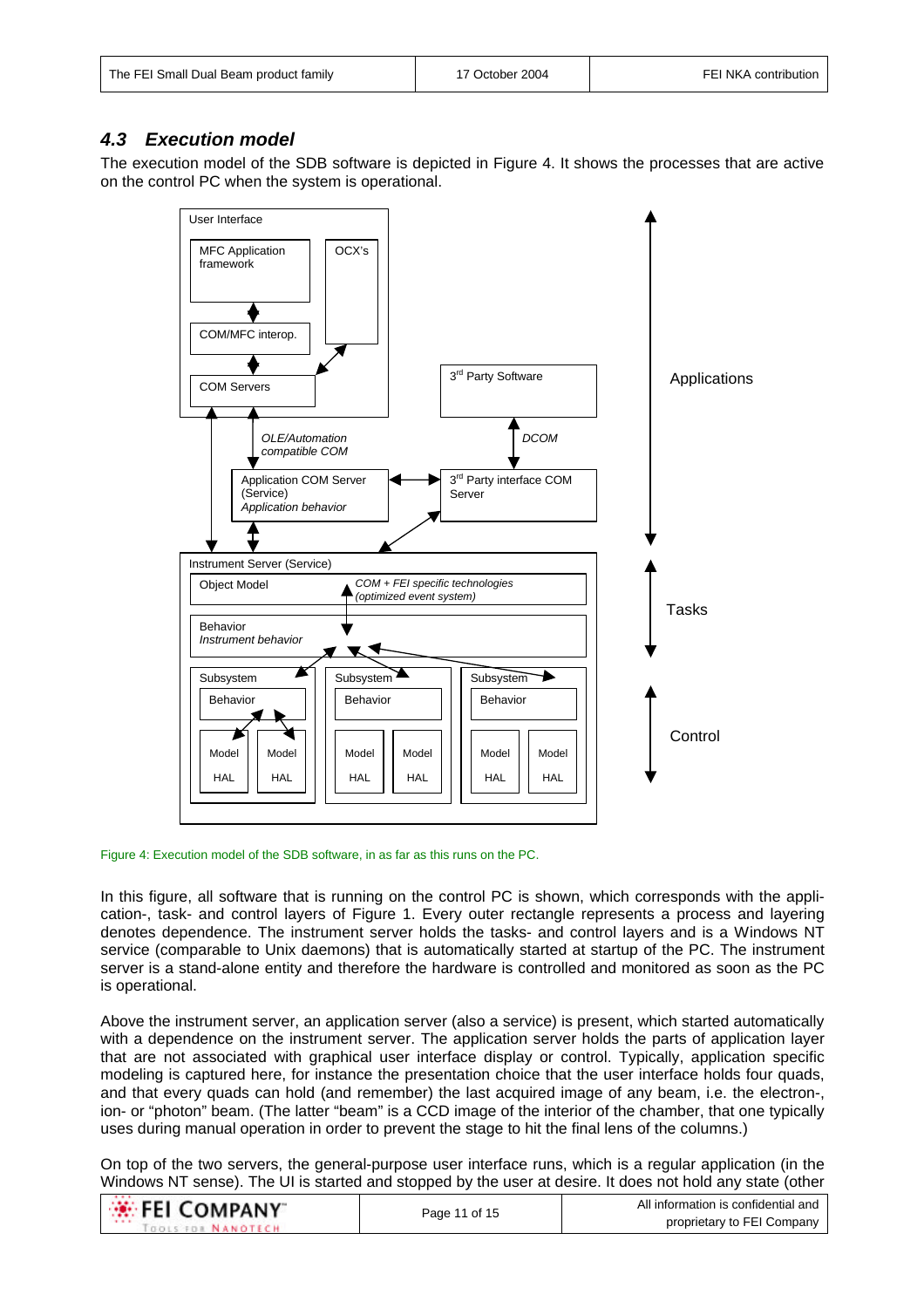### 4.3 Execution model

The execution model of the SDB software is depicted in Figure 4. It shows the processes that are active on the control PC when the system is operational.

Figure 4: Execution model of the SDB software, in as far as this runs on the PC.

In this figure, all software that is running on the control PC is shown, which corresponds with the application-, task- and control layers of Figure 1. Every outer rectangle represents a process and layering denotes dependence. The instrument server holds the tasks- and control layers and is a Windows NT service (comparable to Unix daemons) that is automatically started at startup of the PC. The instrument server is a stand-alone entity and therefore the hardware is controlled and monitored as soon as the PC is operational.

Above the instrument server, an application server (also a service) is present, which started automatically with a dependence on the instrument server. The application server holds the parts of application layer that are not associated with graphical user interface display or control. Typically, application specific modeling is captured here, for instance the presentation choice that the user interface holds four quads, and that every quads can hold (and remember) the last acquired image of any beam, i.e. the electron-, ion- or "photon" beam. (The latter "beam" is a CCD image of the interior of the chamber, that one typically uses during manual operation in order to prevent the stage to hit the final lens of the columns.)

On top of the two servers, the general-purpose user interface runs, which is a regular application (in the Windows NT sense). The UI is started and stopped by the user at desire. It does not hold any state (other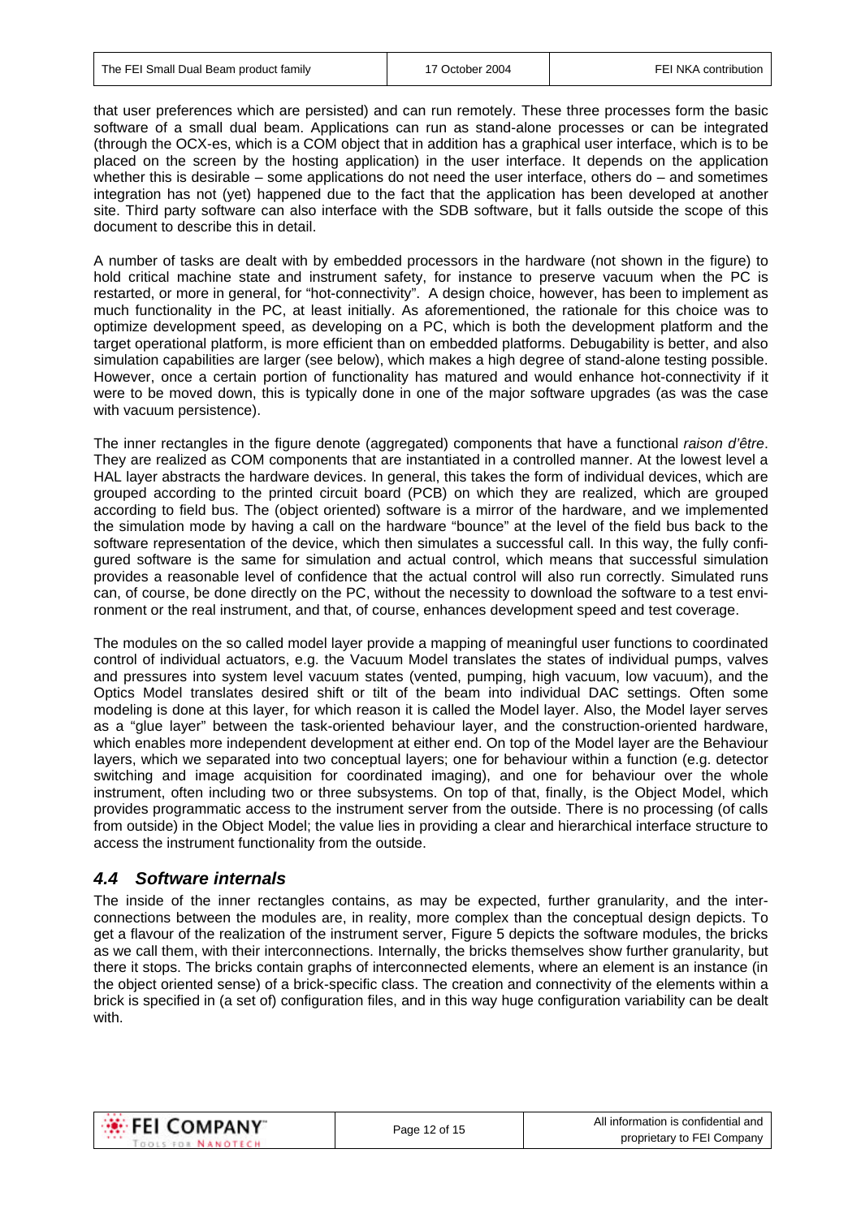that user preferences which are persisted) and can run remotely. These three processes form the basic software of a small dual beam. Applications can run as stand-alone processes or can be integrated (through the OCX-es, which is a COM object that in addition has a graphical user interface, which is to be placed on the screen by the hosting application) in the user interface. It depends on the application whether this is desirable – some applications do not need the user interface, others do – and sometimes integration has not (yet) happened due to the fact that the application has been developed at another site. Third party software can also interface with the SDB software, but it falls outside the scope of this document to describe this in detail.

A number of tasks are dealt with by embedded processors in the hardware (not shown in the figure) to hold critical machine state and instrument safety, for instance to preserve vacuum when the PC is restarted, or more in general, for "hot-connectivity". A design choice, however, has been to implement as much functionality in the PC, at least initially. As aforementioned, the rationale for this choice was to optimize development speed, as developing on a PC, which is both the development platform and the target operational platform, is more efficient than on embedded platforms. Debugability is better, and also simulation capabilities are larger (see below), which makes a high degree of stand-alone testing possible. However, once a certain portion of functionality has matured and would enhance hot-connectivity if it were to be moved down, this is typically done in one of the major software upgrades (as was the case with vacuum persistence).

The inner rectangles in the figure denote (aggregated) components that have a functional *raison d'être*. They are realized as COM components that are instantiated in a controlled manner. At the lowest level a HAL layer abstracts the hardware devices. In general, this takes the form of individual devices, which are grouped according to the printed circuit board (PCB) on which they are realized, which are grouped according to field bus. The (object oriented) software is a mirror of the hardware, and we implemented the simulation mode by having a call on the hardware "bounce" at the level of the field bus back to the software representation of the device, which then simulates a successful call. In this way, the fully configured software is the same for simulation and actual control, which means that successful simulation provides a reasonable level of confidence that the actual control will also run correctly. Simulated runs can, of course, be done directly on the PC, without the necessity to download the software to a test environment or the real instrument, and that, of course, enhances development speed and test coverage.

The modules on the so called model layer provide a mapping of meaningful user functions to coordinated control of individual actuators, e.g. the Vacuum Model translates the states of individual pumps, valves and pressures into system level vacuum states (vented, pumping, high vacuum, low vacuum), and the Optics Model translates desired shift or tilt of the beam into individual DAC settings. Often some modeling is done at this layer, for which reason it is called the Model layer. Also, the Model layer serves as a "glue layer" between the task-oriented behaviour layer, and the construction-oriented hardware, which enables more independent development at either end. On top of the Model layer are the Behaviour layers, which we separated into two conceptual layers; one for behaviour within a function (e.g. detector switching and image acquisition for coordinated imaging), and one for behaviour over the whole instrument, often including two or three subsystems. On top of that, finally, is the Object Model, which provides programmatic access to the instrument server from the outside. There is no processing (of calls from outside) in the Object Model; the value lies in providing a clear and hierarchical interface structure to access the instrument functionality from the outside.

## *4.4 Software internals*

The inside of the inner rectangles contains, as may be expected, further granularity, and the interconnections between the modules are, in reality, more complex than the conceptual design depicts. To get a flavour of the realization of the instrument server, Figure 5 depicts the software modules, the bricks as we call them, with their interconnections. Internally, the bricks themselves show further granularity, but there it stops. The bricks contain graphs of interconnected elements, where an element is an instance (in the object oriented sense) of a brick-specific class. The creation and connectivity of the elements within a brick is specified in (a set of) configuration files, and in this way huge configuration variability can be dealt with.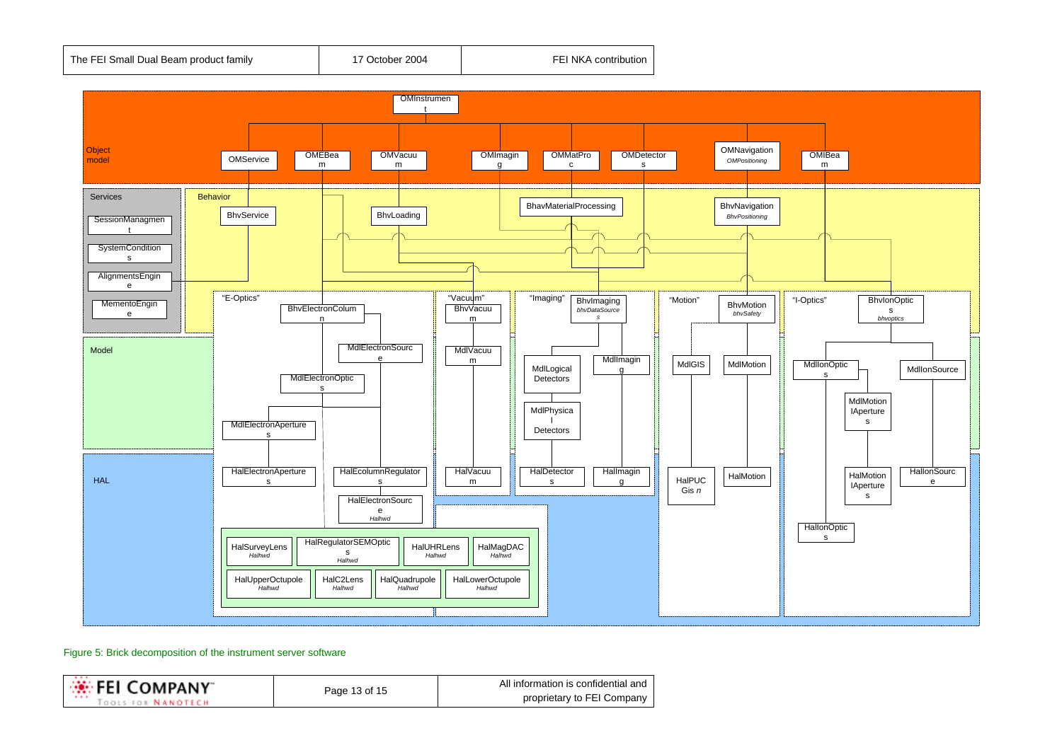Object model

OMInstrument

OMService | OMEBeam | OMVacuum | OMImaging | OMMatProc | OMDetectors | OMNavigation *OMPositioning* | OMIBeam

Services

- SessionManagment
- SystemConditions
- AlignmentsEngine
- MementoEngine

Behavior

BhvService | BhvLoading | BhavMaterialProcessing | BhvNavigation *BhvPositioning*

"E-Optics"

- BhvElectronColumn
- MdlElectronSource
- MdlElectronOptics
- MdlElectronAperture
- HalElectronAperture
- HalEcolumnRegulators
- HalElectronSource *Halhwd*
- HalSurveyLens *Halhwd*
- HalRegulatorSEMOptics *Halhwd*
- HalUHRLens *Halhwd*
- HalMagDAC *Halhwd*
- HalUpperOctupole *Halhwd*
- HalC2Lens *Halhwd*
- HalQuadrupole *Halhwd*
- HalLowerOctupole *Halhwd*

"Vacuum"

- BhvVacuum
- MdlVacuum
- HalVacuum

"Imaging"

- BhvImaging *bhvDataSources*
- MdlLogical Detectors
- MdlImaging
- MdlPhysical Detectors
- HalDetectors
- HalImaging

"Motion"

- BhvMotion *bhvSafety*
- MdlGIS
- MdlMotion
- HalPUCGis *n*
- HalMotion

"I-Optics"

- BhvIonOptics *bhvoptics*
- MdlIonOptics
- MdlIonSource
- MdlMotionlAperture s
- HalMotionlAperture s
- HalIonSource
- HalIonOptics

Model

HAL

Figure 5: Brick decomposition of the instrument server software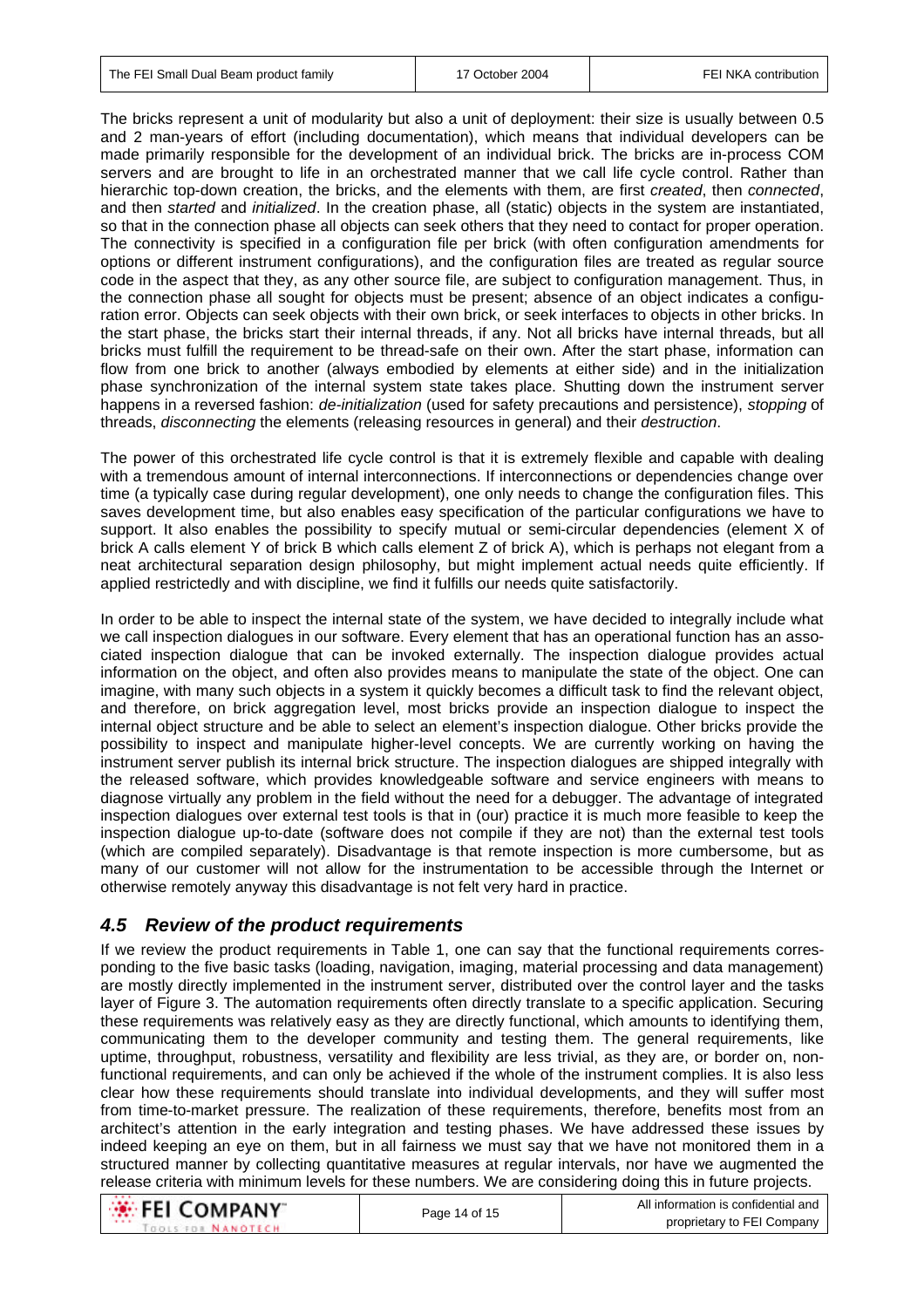The bricks represent a unit of modularity but also a unit of deployment: their size is usually between 0.5 and 2 man-years of effort (including documentation), which means that individual developers can be made primarily responsible for the development of an individual brick. The bricks are in-process COM servers and are brought to life in an orchestrated manner that we call life cycle control. Rather than hierarchic top-down creation, the bricks, and the elements with them, are first *created*, then *connected*, and then *started* and *initialized*. In the creation phase, all (static) objects in the system are instantiated, so that in the connection phase all objects can seek others that they need to contact for proper operation. The connectivity is specified in a configuration file per brick (with often configuration amendments for options or different instrument configurations), and the configuration files are treated as regular source code in the aspect that they, as any other source file, are subject to configuration management. Thus, in the connection phase all sought for objects must be present; absence of an object indicates a configuration error. Objects can seek objects with their own brick, or seek interfaces to objects in other bricks. In the start phase, the bricks start their internal threads, if any. Not all bricks have internal threads, but all bricks must fulfill the requirement to be thread-safe on their own. After the start phase, information can flow from one brick to another (always embodied by elements at either side) and in the initialization phase synchronization of the internal system state takes place. Shutting down the instrument server happens in a reversed fashion: *de-initialization* (used for safety precautions and persistence), *stopping* of threads, *disconnecting* the elements (releasing resources in general) and their *destruction*.

The power of this orchestrated life cycle control is that it is extremely flexible and capable with dealing with a tremendous amount of internal interconnections. If interconnections or dependencies change over time (a typically case during regular development), one only needs to change the configuration files. This saves development time, but also enables easy specification of the particular configurations we have to support. It also enables the possibility to specify mutual or semi-circular dependencies (element X of brick A calls element Y of brick B which calls element Z of brick A), which is perhaps not elegant from a neat architectural separation design philosophy, but might implement actual needs quite efficiently. If applied restrictedly and with discipline, we find it fulfills our needs quite satisfactorily.

In order to be able to inspect the internal state of the system, we have decided to integrally include what we call inspection dialogues in our software. Every element that has an operational function has an associated inspection dialogue that can be invoked externally. The inspection dialogue provides actual information on the object, and often also provides means to manipulate the state of the object. One can imagine, with many such objects in a system it quickly becomes a difficult task to find the relevant object, and therefore, on brick aggregation level, most bricks provide an inspection dialogue to inspect the internal object structure and be able to select an element's inspection dialogue. Other bricks provide the possibility to inspect and manipulate higher-level concepts. We are currently working on having the instrument server publish its internal brick structure. The inspection dialogues are shipped integrally with the released software, which provides knowledgeable software and service engineers with means to diagnose virtually any problem in the field without the need for a debugger. The advantage of integrated inspection dialogues over external test tools is that in (our) practice it is much more feasible to keep the inspection dialogue up-to-date (software does not compile if they are not) than the external test tools (which are compiled separately). Disadvantage is that remote inspection is more cumbersome, but as many of our customer will not allow for the instrumentation to be accessible through the Internet or otherwise remotely anyway this disadvantage is not felt very hard in practice.

## *4.5 Review of the product requirements*

If we review the product requirements in Table 1, one can say that the functional requirements corresponding to the five basic tasks (loading, navigation, imaging, material processing and data management) are mostly directly implemented in the instrument server, distributed over the control layer and the tasks layer of Figure 3. The automation requirements often directly translate to a specific application. Securing these requirements was relatively easy as they are directly functional, which amounts to identifying them, communicating them to the developer community and testing them. The general requirements, like uptime, throughput, robustness, versatility and flexibility are less trivial, as they are, or border on, non-functional requirements, and can only be achieved if the whole of the instrument complies. It is also less clear how these requirements should translate into individual developments, and they will suffer most from time-to-market pressure. The realization of these requirements, therefore, benefits most from an architect's attention in the early integration and testing phases. We have addressed these issues by indeed keeping an eye on them, but in all fairness we must say that we have not monitored them in a structured manner by collecting quantitative measures at regular intervals, nor have we augmented the release criteria with minimum levels for these numbers. We are considering doing this in future projects.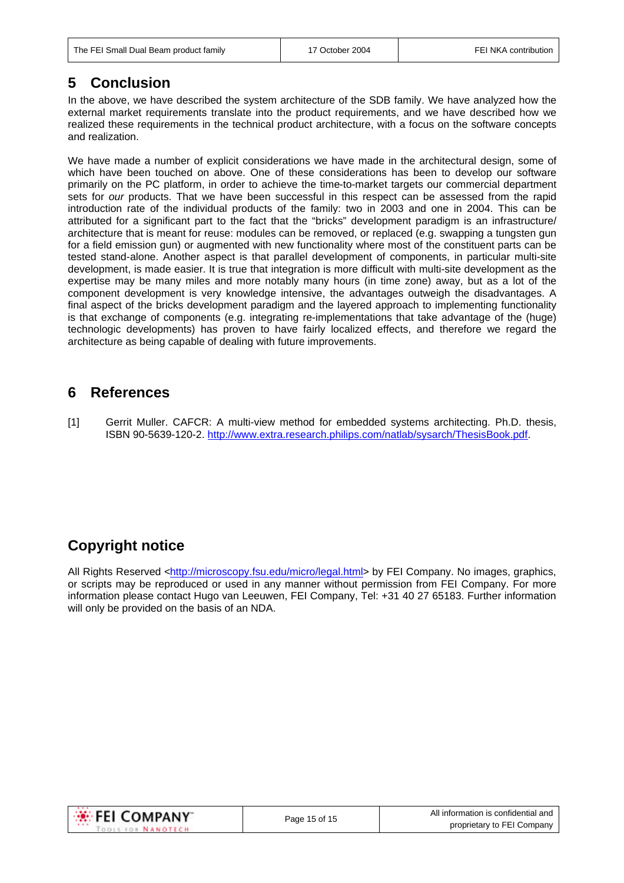## 5 Conclusion

In the above, we have described the system architecture of the SDB family. We have analyzed how the external market requirements translate into the product requirements, and we have described how we realized these requirements in the technical product architecture, with a focus on the software concepts and realization.

We have made a number of explicit considerations we have made in the architectural design, some of which have been touched on above. One of these considerations has been to develop our software primarily on the PC platform, in order to achieve the time-to-market targets our commercial department sets for *our* products. That we have been successful in this respect can be assessed from the rapid introduction rate of the individual products of the family: two in 2003 and one in 2004. This can be attributed for a significant part to the fact that the "bricks" development paradigm is an infrastructure/ architecture that is meant for reuse: modules can be removed, or replaced (e.g. swapping a tungsten gun for a field emission gun) or augmented with new functionality where most of the constituent parts can be tested stand-alone. Another aspect is that parallel development of components, in particular multi-site development, is made easier. It is true that integration is more difficult with multi-site development as the expertise may be many miles and more notably many hours (in time zone) away, but as a lot of the component development is very knowledge intensive, the advantages outweigh the disadvantages. A final aspect of the bricks development paradigm and the layered approach to implementing functionality is that exchange of components (e.g. integrating re-implementations that take advantage of the (huge) technologic developments) has proven to have fairly localized effects, and therefore we regard the architecture as being capable of dealing with future improvements.

## 6 References

[1] Gerrit Muller. CAFCR: A multi-view method for embedded systems architecting. Ph.D. thesis, ISBN 90-5639-120-2. http://www.extra.research.philips.com/natlab/sysarch/ThesisBook.pdf.

## Copyright notice

All Rights Reserved <http://microscopy.fsu.edu/micro/legal.html> by FEI Company. No images, graphics, or scripts may be reproduced or used in any manner without permission from FEI Company. For more information please contact Hugo van Leeuwen, FEI Company, Tel: +31 40 27 65183. Further information will only be provided on the basis of an NDA.